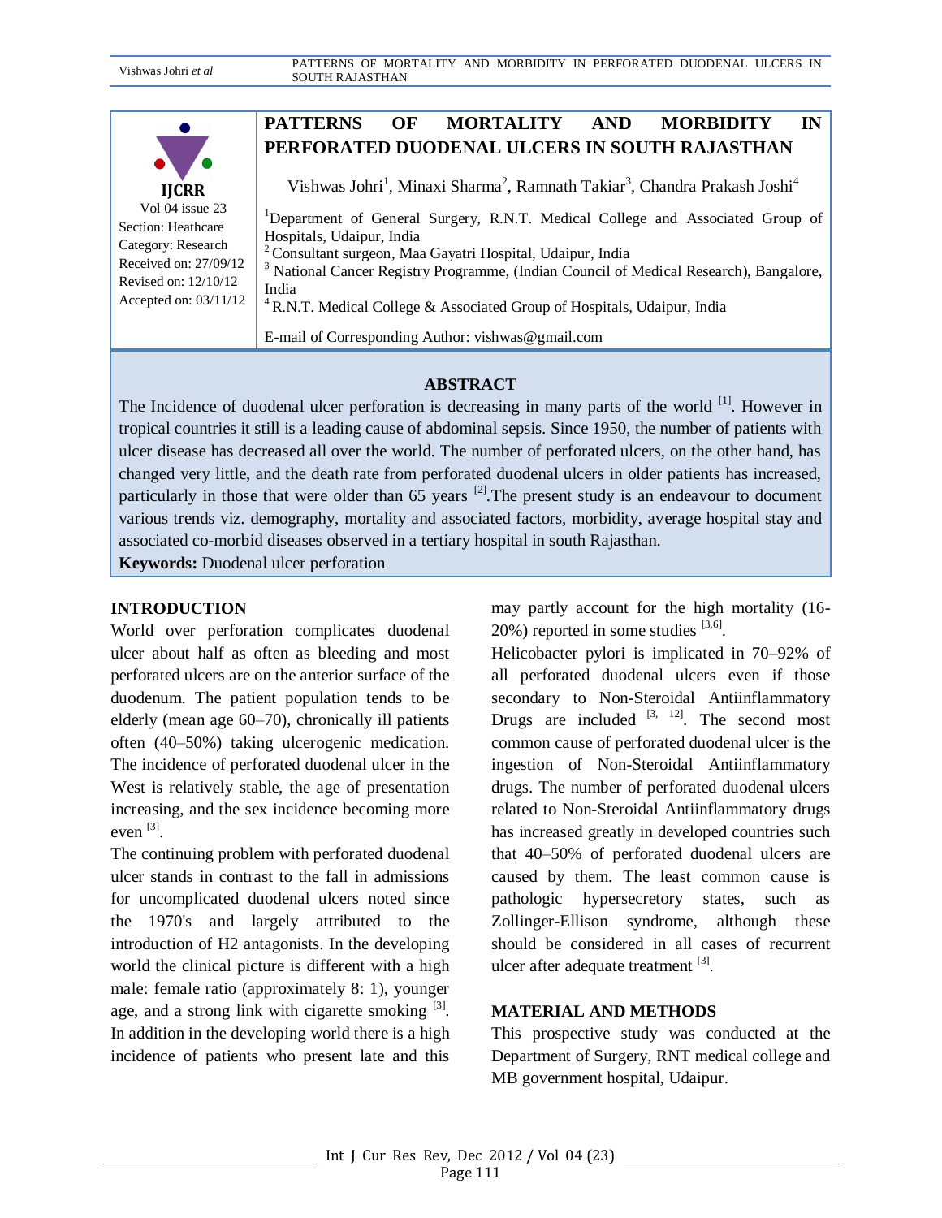IJCRR
Vol 04 issue 23
Section: Heathcare
Category: Research
Received on: 27/09/12
Revised on: 12/10/12
Accepted on: 03/11/12

# PATTERNS OF MORTALITY AND MORBIDITY IN PERFORATED DUODENAL ULCERS IN SOUTH RAJASTHAN

Vishwas Johri[1], Minaxi Sharma[2], Ramnath Takiar[3], Chandra Prakash Joshi[4]

[1]Department of General Surgery, R.N.T. Medical College and Associated Group of Hospitals, Udaipur, India
[2] Consultant surgeon, Maa Gayatri Hospital, Udaipur, India
[3] National Cancer Registry Programme, (Indian Council of Medical Research), Bangalore, India
[4] R.N.T. Medical College & Associated Group of Hospitals, Udaipur, India

E-mail of Corresponding Author: vishwas@gmail.com

## ABSTRACT

The Incidence of duodenal ulcer perforation is decreasing in many parts of the world [1]. However in tropical countries it still is a leading cause of abdominal sepsis. Since 1950, the number of patients with ulcer disease has decreased all over the world. The number of perforated ulcers, on the other hand, has changed very little, and the death rate from perforated duodenal ulcers in older patients has increased, particularly in those that were older than 65 years [2].The present study is an endeavour to document various trends viz. demography, mortality and associated factors, morbidity, average hospital stay and associated co-morbid diseases observed in a tertiary hospital in south Rajasthan.

**Keywords:** Duodenal ulcer perforation

## INTRODUCTION

World over perforation complicates duodenal ulcer about half as often as bleeding and most perforated ulcers are on the anterior surface of the duodenum. The patient population tends to be elderly (mean age 60–70), chronically ill patients often (40–50%) taking ulcerogenic medication. The incidence of perforated duodenal ulcer in the West is relatively stable, the age of presentation increasing, and the sex incidence becoming more even [3].

The continuing problem with perforated duodenal ulcer stands in contrast to the fall in admissions for uncomplicated duodenal ulcers noted since the 1970's and largely attributed to the introduction of H2 antagonists. In the developing world the clinical picture is different with a high male: female ratio (approximately 8: 1), younger age, and a strong link with cigarette smoking [3]. In addition in the developing world there is a high incidence of patients who present late and this may partly account for the high mortality (16-20%) reported in some studies [3,6].

Helicobacter pylori is implicated in 70–92% of all perforated duodenal ulcers even if those secondary to Non-Steroidal Antiinflammatory Drugs are included [3, 12]. The second most common cause of perforated duodenal ulcer is the ingestion of Non-Steroidal Antiinflammatory drugs. The number of perforated duodenal ulcers related to Non-Steroidal Antiinflammatory drugs has increased greatly in developed countries such that 40–50% of perforated duodenal ulcers are caused by them. The least common cause is pathologic hypersecretory states, such as Zollinger-Ellison syndrome, although these should be considered in all cases of recurrent ulcer after adequate treatment [3].

## MATERIAL AND METHODS

This prospective study was conducted at the Department of Surgery, RNT medical college and MB government hospital, Udaipur.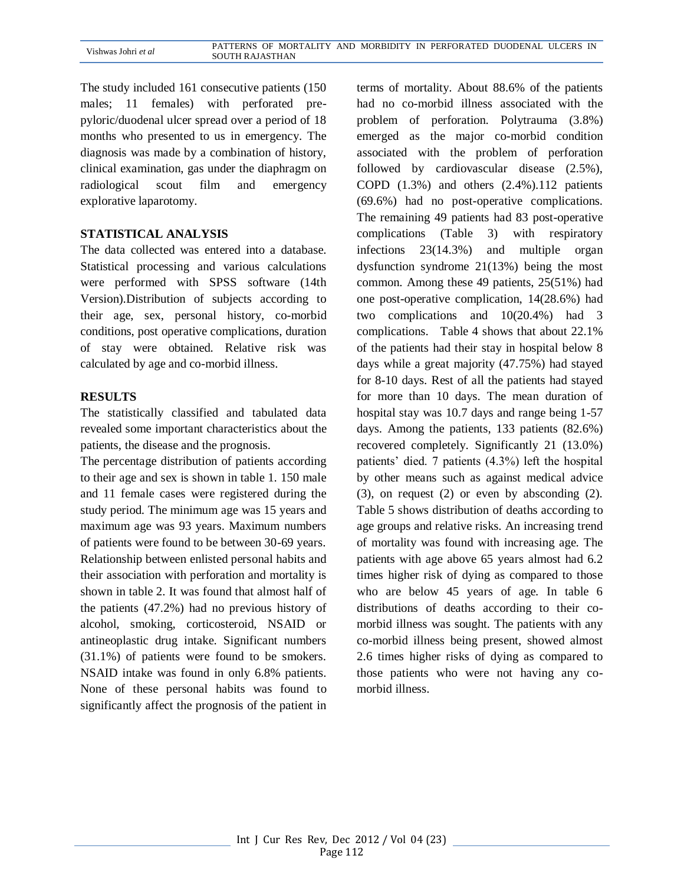The study included 161 consecutive patients (150 males; 11 females) with perforated pre-pyloric/duodenal ulcer spread over a period of 18 months who presented to us in emergency. The diagnosis was made by a combination of history, clinical examination, gas under the diaphragm on radiological scout film and emergency explorative laparotomy.

## STATISTICAL ANALYSIS

The data collected was entered into a database. Statistical processing and various calculations were performed with SPSS software (14th Version).Distribution of subjects according to their age, sex, personal history, co-morbid conditions, post operative complications, duration of stay were obtained. Relative risk was calculated by age and co-morbid illness.

## RESULTS

The statistically classified and tabulated data revealed some important characteristics about the patients, the disease and the prognosis.

The percentage distribution of patients according to their age and sex is shown in table 1. 150 male and 11 female cases were registered during the study period. The minimum age was 15 years and maximum age was 93 years. Maximum numbers of patients were found to be between 30-69 years. Relationship between enlisted personal habits and their association with perforation and mortality is shown in table 2. It was found that almost half of the patients (47.2%) had no previous history of alcohol, smoking, corticosteroid, NSAID or antineoplastic drug intake. Significant numbers (31.1%) of patients were found to be smokers. NSAID intake was found in only 6.8% patients. None of these personal habits was found to significantly affect the prognosis of the patient in terms of mortality. About 88.6% of the patients had no co-morbid illness associated with the problem of perforation. Polytrauma (3.8%) emerged as the major co-morbid condition associated with the problem of perforation followed by cardiovascular disease (2.5%), COPD (1.3%) and others (2.4%).112 patients (69.6%) had no post-operative complications. The remaining 49 patients had 83 post-operative complications (Table 3) with respiratory infections 23(14.3%) and multiple organ dysfunction syndrome 21(13%) being the most common. Among these 49 patients, 25(51%) had one post-operative complication, 14(28.6%) had two complications and 10(20.4%) had 3 complications. Table 4 shows that about 22.1% of the patients had their stay in hospital below 8 days while a great majority (47.75%) had stayed for 8-10 days. Rest of all the patients had stayed for more than 10 days. The mean duration of hospital stay was 10.7 days and range being 1-57 days. Among the patients, 133 patients (82.6%) recovered completely. Significantly 21 (13.0%) patients' died. 7 patients (4.3%) left the hospital by other means such as against medical advice (3), on request (2) or even by absconding (2). Table 5 shows distribution of deaths according to age groups and relative risks. An increasing trend of mortality was found with increasing age. The patients with age above 65 years almost had 6.2 times higher risk of dying as compared to those who are below 45 years of age. In table 6 distributions of deaths according to their co-morbid illness was sought. The patients with any co-morbid illness being present, showed almost 2.6 times higher risks of dying as compared to those patients who were not having any co-morbid illness.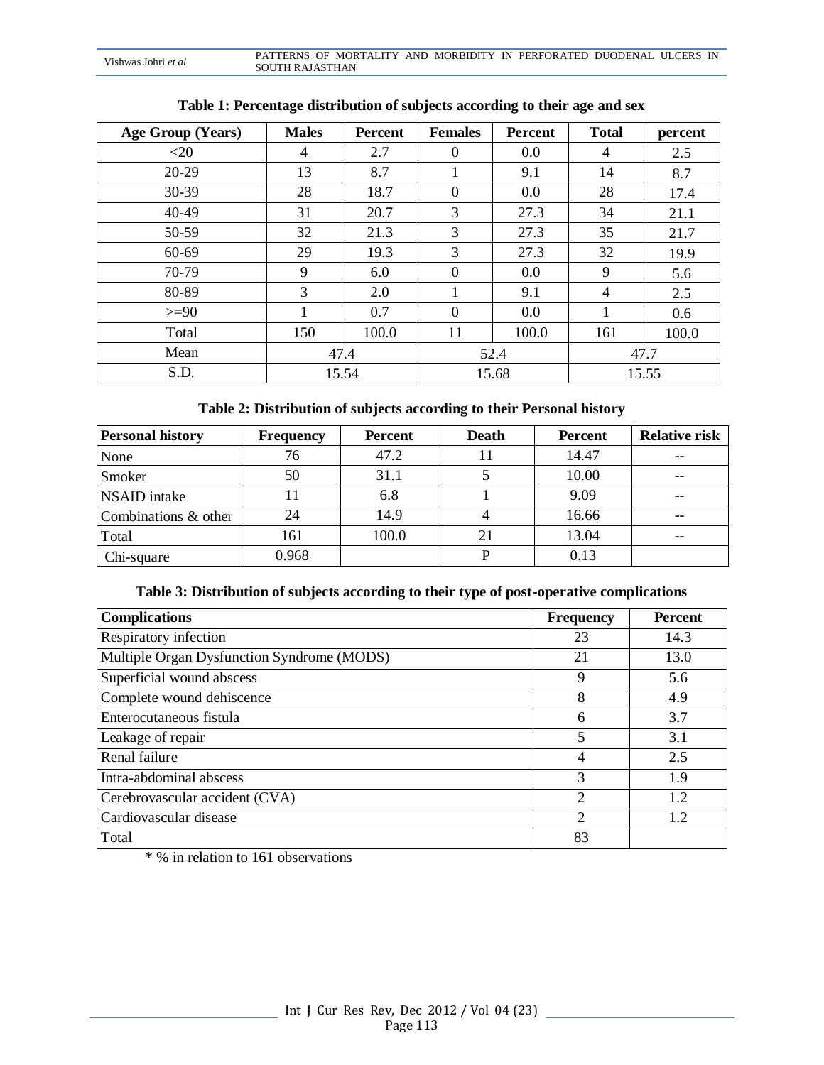**Table 1: Percentage distribution of subjects according to their age and sex**

| Age Group (Years) | Males | Percent | Females | Percent | Total | percent |
|---|---|---|---|---|---|---|
| <20 | 4 | 2.7 | 0 | 0.0 | 4 | 2.5 |
| 20-29 | 13 | 8.7 | 1 | 9.1 | 14 | 8.7 |
| 30-39 | 28 | 18.7 | 0 | 0.0 | 28 | 17.4 |
| 40-49 | 31 | 20.7 | 3 | 27.3 | 34 | 21.1 |
| 50-59 | 32 | 21.3 | 3 | 27.3 | 35 | 21.7 |
| 60-69 | 29 | 19.3 | 3 | 27.3 | 32 | 19.9 |
| 70-79 | 9 | 6.0 | 0 | 0.0 | 9 | 5.6 |
| 80-89 | 3 | 2.0 | 1 | 9.1 | 4 | 2.5 |
| >=90 | 1 | 0.7 | 0 | 0.0 | 1 | 0.6 |
| Total | 150 | 100.0 | 11 | 100.0 | 161 | 100.0 |
| Mean | 47.4 | | 52.4 | | 47.7 | |
| S.D. | 15.54 | | 15.68 | | 15.55 | |

**Table 2: Distribution of subjects according to their Personal history**

| Personal history | Frequency | Percent | Death | Percent | Relative risk |
|---|---|---|---|---|---|
| None | 76 | 47.2 | 11 | 14.47 | -- |
| Smoker | 50 | 31.1 | 5 | 10.00 | -- |
| NSAID intake | 11 | 6.8 | 1 | 9.09 | -- |
| Combinations & other | 24 | 14.9 | 4 | 16.66 | -- |
| Total | 161 | 100.0 | 21 | 13.04 | -- |
| Chi-square | 0.968 | | P | 0.13 | |

**Table 3: Distribution of subjects according to their type of post-operative complications**

| Complications | Frequency | Percent |
|---|---|---|
| Respiratory infection | 23 | 14.3 |
| Multiple Organ Dysfunction Syndrome (MODS) | 21 | 13.0 |
| Superficial wound abscess | 9 | 5.6 |
| Complete wound dehiscence | 8 | 4.9 |
| Enterocutaneous fistula | 6 | 3.7 |
| Leakage of repair | 5 | 3.1 |
| Renal failure | 4 | 2.5 |
| Intra-abdominal abscess | 3 | 1.9 |
| Cerebrovascular accident (CVA) | 2 | 1.2 |
| Cardiovascular disease | 2 | 1.2 |
| Total | 83 | |

* % in relation to 161 observations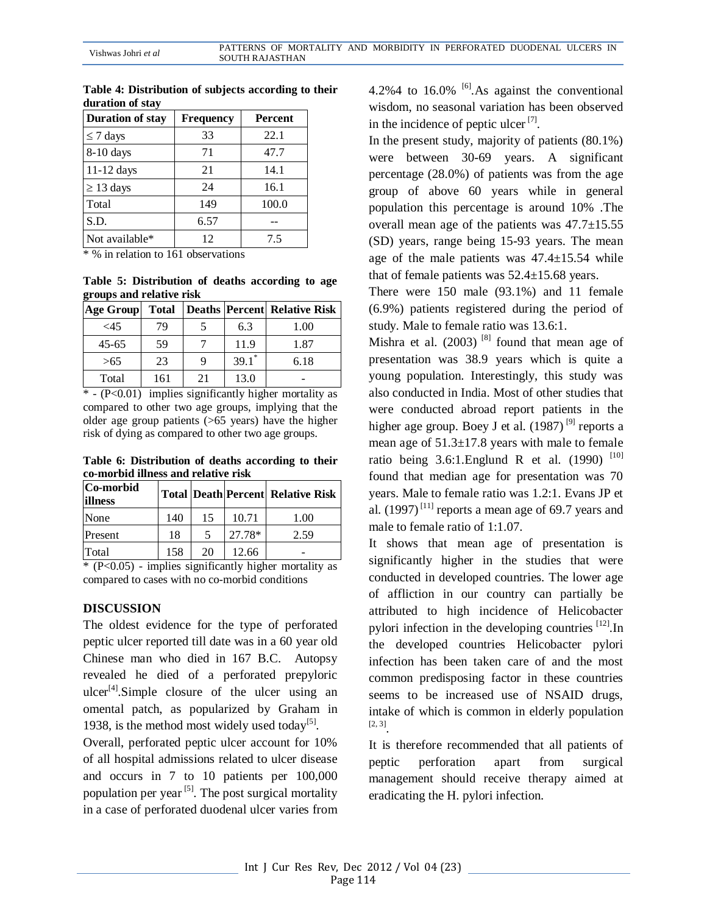**Table 4: Distribution of subjects according to their duration of stay**

| Duration of stay | Frequency | Percent |
|---|---|---|
| ≤ 7 days | 33 | 22.1 |
| 8-10 days | 71 | 47.7 |
| 11-12 days | 21 | 14.1 |
| ≥ 13 days | 24 | 16.1 |
| Total | 149 | 100.0 |
| S.D. | 6.57 | -- |
| Not available* | 12 | 7.5 |

* % in relation to 161 observations

**Table 5: Distribution of deaths according to age groups and relative risk**

| Age Group | Total | Deaths | Percent | Relative Risk |
|---|---|---|---|---|
| <45 | 79 | 5 | 6.3 | 1.00 |
| 45-65 | 59 | 7 | 11.9 | 1.87 |
| >65 | 23 | 9 | 39.1* | 6.18 |
| Total | 161 | 21 | 13.0 | - |

* - ($P<0.01$) implies significantly higher mortality as compared to other two age groups, implying that the older age group patients (>65 years) have the higher risk of dying as compared to other two age groups.

**Table 6: Distribution of deaths according to their co-morbid illness and relative risk**

| Co-morbid illness | Total | Death | Percent | Relative Risk |
|---|---|---|---|---|
| None | 140 | 15 | 10.71 | 1.00 |
| Present | 18 | 5 | 27.78* | 2.59 |
| Total | 158 | 20 | 12.66 | - |

* ($P<0.05$) - implies significantly higher mortality as compared to cases with no co-morbid conditions

## DISCUSSION

The oldest evidence for the type of perforated peptic ulcer reported till date was in a 60 year old Chinese man who died in 167 B.C. Autopsy revealed he died of a perforated prepyloric ulcer[4].Simple closure of the ulcer using an omental patch, as popularized by Graham in 1938, is the method most widely used today[5].

Overall, perforated peptic ulcer account for 10% of all hospital admissions related to ulcer disease and occurs in 7 to 10 patients per 100,000 population per year [5]. The post surgical mortality in a case of perforated duodenal ulcer varies from 4.2%4 to 16.0% [6].As against the conventional wisdom, no seasonal variation has been observed in the incidence of peptic ulcer [7].

In the present study, majority of patients (80.1%) were between 30-69 years. A significant percentage (28.0%) of patients was from the age group of above 60 years while in general population this percentage is around 10% .The overall mean age of the patients was 47.7±15.55 (SD) years, range being 15-93 years. The mean age of the male patients was 47.4±15.54 while that of female patients was 52.4±15.68 years.

There were 150 male (93.1%) and 11 female (6.9%) patients registered during the period of study. Male to female ratio was 13.6:1.

Mishra et al. (2003) [8] found that mean age of presentation was 38.9 years which is quite a young population. Interestingly, this study was also conducted in India. Most of other studies that were conducted abroad report patients in the higher age group. Boey J et al. (1987) [9] reports a mean age of 51.3±17.8 years with male to female ratio being 3.6:1.Englund R et al. (1990) [10] found that median age for presentation was 70 years. Male to female ratio was 1.2:1. Evans JP et al. (1997) [11] reports a mean age of 69.7 years and male to female ratio of 1:1.07.

It shows that mean age of presentation is significantly higher in the studies that were conducted in developed countries. The lower age of affliction in our country can partially be attributed to high incidence of Helicobacter pylori infection in the developing countries [12].In the developed countries Helicobacter pylori infection has been taken care of and the most common predisposing factor in these countries seems to be increased use of NSAID drugs, intake of which is common in elderly population [2, 3].

It is therefore recommended that all patients of peptic perforation apart from surgical management should receive therapy aimed at eradicating the H. pylori infection.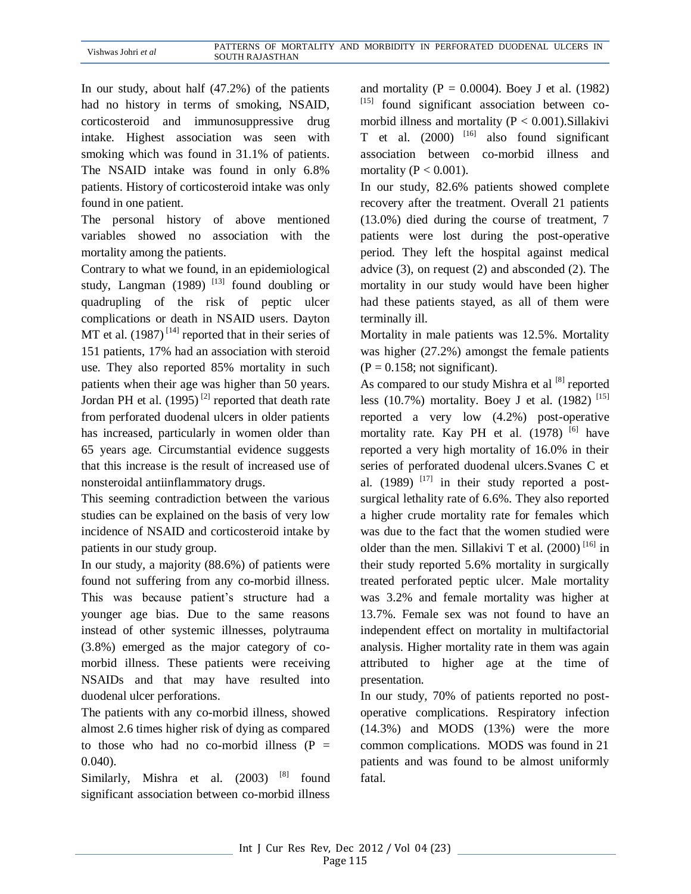In our study, about half (47.2%) of the patients had no history in terms of smoking, NSAID, corticosteroid and immunosuppressive drug intake. Highest association was seen with smoking which was found in 31.1% of patients. The NSAID intake was found in only 6.8% patients. History of corticosteroid intake was only found in one patient.

The personal history of above mentioned variables showed no association with the mortality among the patients.

Contrary to what we found, in an epidemiological study, Langman (1989) [13] found doubling or quadrupling of the risk of peptic ulcer complications or death in NSAID users. Dayton MT et al. (1987) [14] reported that in their series of 151 patients, 17% had an association with steroid use. They also reported 85% mortality in such patients when their age was higher than 50 years. Jordan PH et al. (1995) [2] reported that death rate from perforated duodenal ulcers in older patients has increased, particularly in women older than 65 years age. Circumstantial evidence suggests that this increase is the result of increased use of nonsteroidal antiinflammatory drugs.

This seeming contradiction between the various studies can be explained on the basis of very low incidence of NSAID and corticosteroid intake by patients in our study group.

In our study, a majority (88.6%) of patients were found not suffering from any co-morbid illness. This was because patient's structure had a younger age bias. Due to the same reasons instead of other systemic illnesses, polytrauma (3.8%) emerged as the major category of co-morbid illness. These patients were receiving NSAIDs and that may have resulted into duodenal ulcer perforations.

The patients with any co-morbid illness, showed almost 2.6 times higher risk of dying as compared to those who had no co-morbid illness ($P = 0.040$).

Similarly, Mishra et al. (2003) [8] found significant association between co-morbid illness and mortality ($P = 0.0004$). Boey J et al. (1982) [15] found significant association between co-morbid illness and mortality ($P < 0.001$).Sillakivi T et al. (2000) [16] also found significant association between co-morbid illness and mortality ($P < 0.001$).

In our study, 82.6% patients showed complete recovery after the treatment. Overall 21 patients (13.0%) died during the course of treatment, 7 patients were lost during the post-operative period. They left the hospital against medical advice (3), on request (2) and absconded (2). The mortality in our study would have been higher had these patients stayed, as all of them were terminally ill.

Mortality in male patients was 12.5%. Mortality was higher (27.2%) amongst the female patients ($P = 0.158$; not significant).

As compared to our study Mishra et al [8] reported less (10.7%) mortality. Boey J et al. (1982) [15] reported a very low (4.2%) post-operative mortality rate. Kay PH et al. (1978) [6] have reported a very high mortality of 16.0% in their series of perforated duodenal ulcers.Svanes C et al. (1989) [17] in their study reported a post-surgical lethality rate of 6.6%. They also reported a higher crude mortality rate for females which was due to the fact that the women studied were older than the men. Sillakivi T et al. (2000) [16] in their study reported 5.6% mortality in surgically treated perforated peptic ulcer. Male mortality was 3.2% and female mortality was higher at 13.7%. Female sex was not found to have an independent effect on mortality in multifactorial analysis. Higher mortality rate in them was again attributed to higher age at the time of presentation.

In our study, 70% of patients reported no post-operative complications. Respiratory infection (14.3%) and MODS (13%) were the more common complications. MODS was found in 21 patients and was found to be almost uniformly fatal.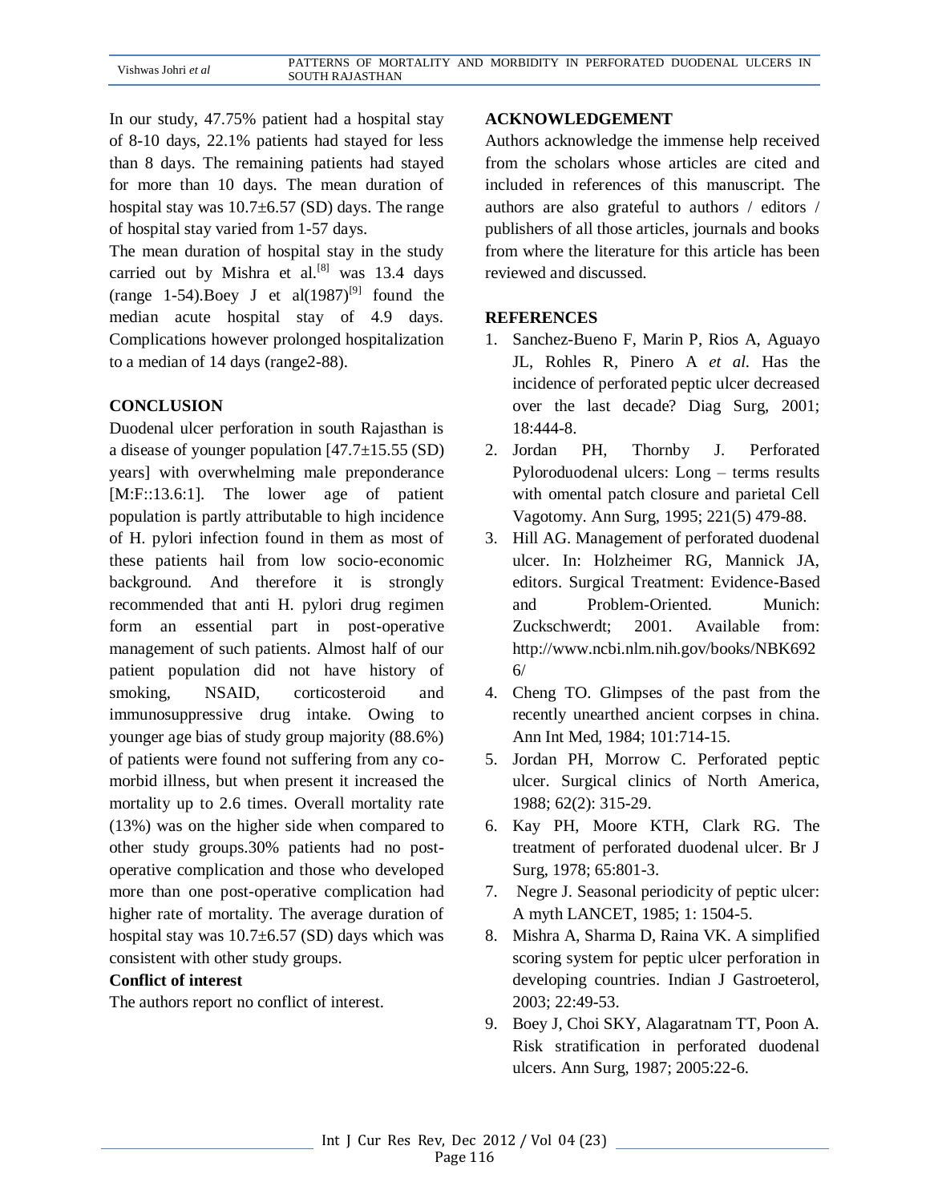In our study, 47.75% patient had a hospital stay of 8-10 days, 22.1% patients had stayed for less than 8 days. The remaining patients had stayed for more than 10 days. The mean duration of hospital stay was 10.7±6.57 (SD) days. The range of hospital stay varied from 1-57 days.

The mean duration of hospital stay in the study carried out by Mishra et al.[8] was 13.4 days (range 1-54).Boey J et al(1987)[9] found the median acute hospital stay of 4.9 days. Complications however prolonged hospitalization to a median of 14 days (range2-88).

## CONCLUSION

Duodenal ulcer perforation in south Rajasthan is a disease of younger population [47.7±15.55 (SD) years] with overwhelming male preponderance [M:F::13.6:1]. The lower age of patient population is partly attributable to high incidence of H. pylori infection found in them as most of these patients hail from low socio-economic background. And therefore it is strongly recommended that anti H. pylori drug regimen form an essential part in post-operative management of such patients. Almost half of our patient population did not have history of smoking, NSAID, corticosteroid and immunosuppressive drug intake. Owing to younger age bias of study group majority (88.6%) of patients were found not suffering from any co-morbid illness, but when present it increased the mortality up to 2.6 times. Overall mortality rate (13%) was on the higher side when compared to other study groups.30% patients had no post-operative complication and those who developed more than one post-operative complication had higher rate of mortality. The average duration of hospital stay was 10.7±6.57 (SD) days which was consistent with other study groups.

### Conflict of interest

The authors report no conflict of interest.

## ACKNOWLEDGEMENT

Authors acknowledge the immense help received from the scholars whose articles are cited and included in references of this manuscript. The authors are also grateful to authors / editors / publishers of all those articles, journals and books from where the literature for this article has been reviewed and discussed.

## REFERENCES

1. Sanchez-Bueno F, Marin P, Rios A, Aguayo JL, Rohles R, Pinero A *et al.* Has the incidence of perforated peptic ulcer decreased over the last decade? Diag Surg, 2001; 18:444-8.
2. Jordan PH, Thornby J. Perforated Pyloroduodenal ulcers: Long – terms results with omental patch closure and parietal Cell Vagotomy. Ann Surg, 1995; 221(5) 479-88.
3. Hill AG. Management of perforated duodenal ulcer. In: Holzheimer RG, Mannick JA, editors. Surgical Treatment: Evidence-Based and Problem-Oriented. Munich: Zuckschwerdt; 2001. Available from: http://www.ncbi.nlm.nih.gov/books/NBK6926/
4. Cheng TO. Glimpses of the past from the recently unearthed ancient corpses in china. Ann Int Med, 1984; 101:714-15.
5. Jordan PH, Morrow C. Perforated peptic ulcer. Surgical clinics of North America, 1988; 62(2): 315-29.
6. Kay PH, Moore KTH, Clark RG. The treatment of perforated duodenal ulcer. Br J Surg, 1978; 65:801-3.
7. Negre J. Seasonal periodicity of peptic ulcer: A myth LANCET, 1985; 1: 1504-5.
8. Mishra A, Sharma D, Raina VK. A simplified scoring system for peptic ulcer perforation in developing countries. Indian J Gastroeterol, 2003; 22:49-53.
9. Boey J, Choi SKY, Alagaratnam TT, Poon A. Risk stratification in perforated duodenal ulcers. Ann Surg, 1987; 2005:22-6.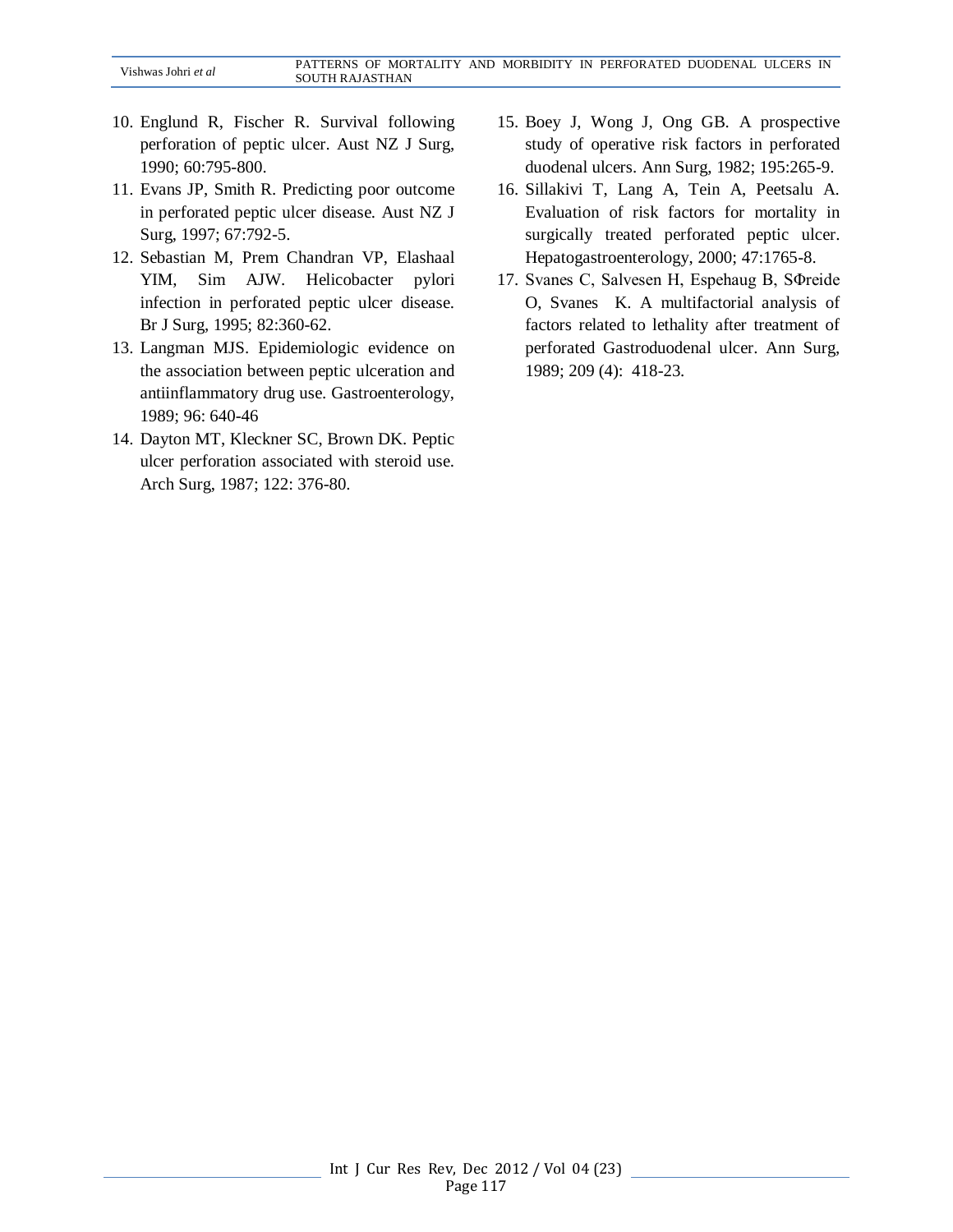10. Englund R, Fischer R. Survival following perforation of peptic ulcer. Aust NZ J Surg, 1990; 60:795-800.
11. Evans JP, Smith R. Predicting poor outcome in perforated peptic ulcer disease. Aust NZ J Surg, 1997; 67:792-5.
12. Sebastian M, Prem Chandran VP, Elashaal YIM, Sim AJW. Helicobacter pylori infection in perforated peptic ulcer disease. Br J Surg, 1995; 82:360-62.
13. Langman MJS. Epidemiologic evidence on the association between peptic ulceration and antiinflammatory drug use. Gastroenterology, 1989; 96: 640-46
14. Dayton MT, Kleckner SC, Brown DK. Peptic ulcer perforation associated with steroid use. Arch Surg, 1987; 122: 376-80.
15. Boey J, Wong J, Ong GB. A prospective study of operative risk factors in perforated duodenal ulcers. Ann Surg, 1982; 195:265-9.
16. Sillakivi T, Lang A, Tein A, Peetsalu A. Evaluation of risk factors for mortality in surgically treated perforated peptic ulcer. Hepatogastroenterology, 2000; 47:1765-8.
17. Svanes C, Salvesen H, Espehaug B, SΦreide O, Svanes K. A multifactorial analysis of factors related to lethality after treatment of perforated Gastroduodenal ulcer. Ann Surg, 1989; 209 (4): 418-23.